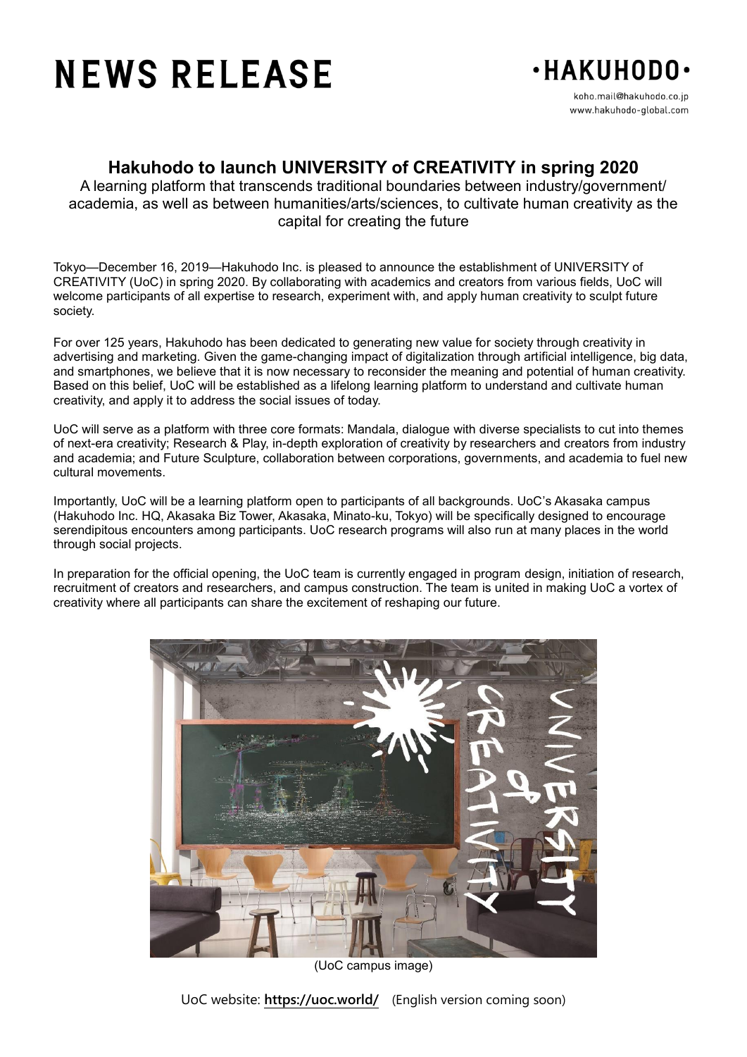# NEWS RELEASE

·HAKUHODO·

koho.mail@hakuhodo.co.jp
www.hakuhodo-global.com

## Hakuhodo to launch UNIVERSITY of CREATIVITY in spring 2020

A learning platform that transcends traditional boundaries between industry/government/academia, as well as between humanities/arts/sciences, to cultivate human creativity as the capital for creating the future

Tokyo—December 16, 2019—Hakuhodo Inc. is pleased to announce the establishment of UNIVERSITY of CREATIVITY (UoC) in spring 2020. By collaborating with academics and creators from various fields, UoC will welcome participants of all expertise to research, experiment with, and apply human creativity to sculpt future society.

For over 125 years, Hakuhodo has been dedicated to generating new value for society through creativity in advertising and marketing. Given the game-changing impact of digitalization through artificial intelligence, big data, and smartphones, we believe that it is now necessary to reconsider the meaning and potential of human creativity. Based on this belief, UoC will be established as a lifelong learning platform to understand and cultivate human creativity, and apply it to address the social issues of today.

UoC will serve as a platform with three core formats: Mandala, dialogue with diverse specialists to cut into themes of next-era creativity; Research & Play, in-depth exploration of creativity by researchers and creators from industry and academia; and Future Sculpture, collaboration between corporations, governments, and academia to fuel new cultural movements.

Importantly, UoC will be a learning platform open to participants of all backgrounds. UoC's Akasaka campus (Hakuhodo Inc. HQ, Akasaka Biz Tower, Akasaka, Minato-ku, Tokyo) will be specifically designed to encourage serendipitous encounters among participants. UoC research programs will also run at many places in the world through social projects.

In preparation for the official opening, the UoC team is currently engaged in program design, initiation of research, recruitment of creators and researchers, and campus construction. The team is united in making UoC a vortex of creativity where all participants can share the excitement of reshaping our future.

(UoC campus image)

UoC website: **https://uoc.world/** (English version coming soon)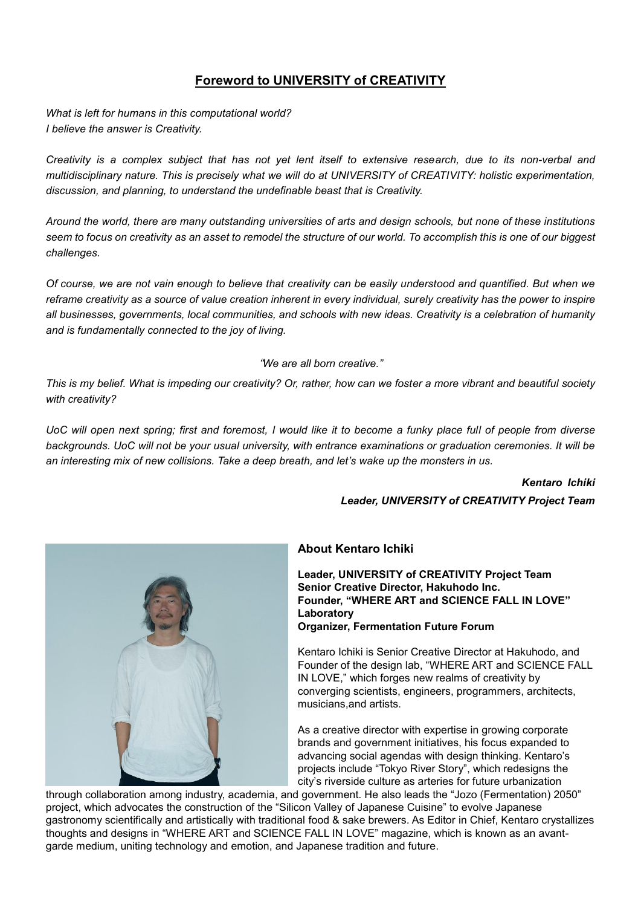## Foreword to UNIVERSITY of CREATIVITY

*What is left for humans in this computational world?*
*I believe the answer is Creativity.*

*Creativity is a complex subject that has not yet lent itself to extensive research, due to its non-verbal and multidisciplinary nature. This is precisely what we will do at UNIVERSITY of CREATIVITY: holistic experimentation, discussion, and planning, to understand the undefinable beast that is Creativity.*

*Around the world, there are many outstanding universities of arts and design schools, but none of these institutions seem to focus on creativity as an asset to remodel the structure of our world. To accomplish this is one of our biggest challenges.*

*Of course, we are not vain enough to believe that creativity can be easily understood and quantified. But when we reframe creativity as a source of value creation inherent in every individual, surely creativity has the power to inspire all businesses, governments, local communities, and schools with new ideas. Creativity is a celebration of humanity and is fundamentally connected to the joy of living.*

*"We are all born creative."*

*This is my belief. What is impeding our creativity? Or, rather, how can we foster a more vibrant and beautiful society with creativity?*

*UoC will open next spring; first and foremost, I would like it to become a funky place full of people from diverse backgrounds. UoC will not be your usual university, with entrance examinations or graduation ceremonies. It will be an interesting mix of new collisions. Take a deep breath, and let's wake up the monsters in us.*

***Kentaro Ichiki***
***Leader, UNIVERSITY of CREATIVITY Project Team***

### About Kentaro Ichiki

**Leader, UNIVERSITY of CREATIVITY Project Team**
**Senior Creative Director, Hakuhodo Inc.**
**Founder, "WHERE ART and SCIENCE FALL IN LOVE" Laboratory**
**Organizer, Fermentation Future Forum**

Kentaro Ichiki is Senior Creative Director at Hakuhodo, and Founder of the design lab, "WHERE ART and SCIENCE FALL IN LOVE," which forges new realms of creativity by converging scientists, engineers, programmers, architects, musicians,and artists.

As a creative director with expertise in growing corporate brands and government initiatives, his focus expanded to advancing social agendas with design thinking. Kentaro's projects include "Tokyo River Story", which redesigns the city's riverside culture as arteries for future urbanization through collaboration among industry, academia, and government. He also leads the "Jozo (Fermentation) 2050" project, which advocates the construction of the "Silicon Valley of Japanese Cuisine" to evolve Japanese gastronomy scientifically and artistically with traditional food & sake brewers. As Editor in Chief, Kentaro crystallizes thoughts and designs in "WHERE ART and SCIENCE FALL IN LOVE" magazine, which is known as an avant-garde medium, uniting technology and emotion, and Japanese tradition and future.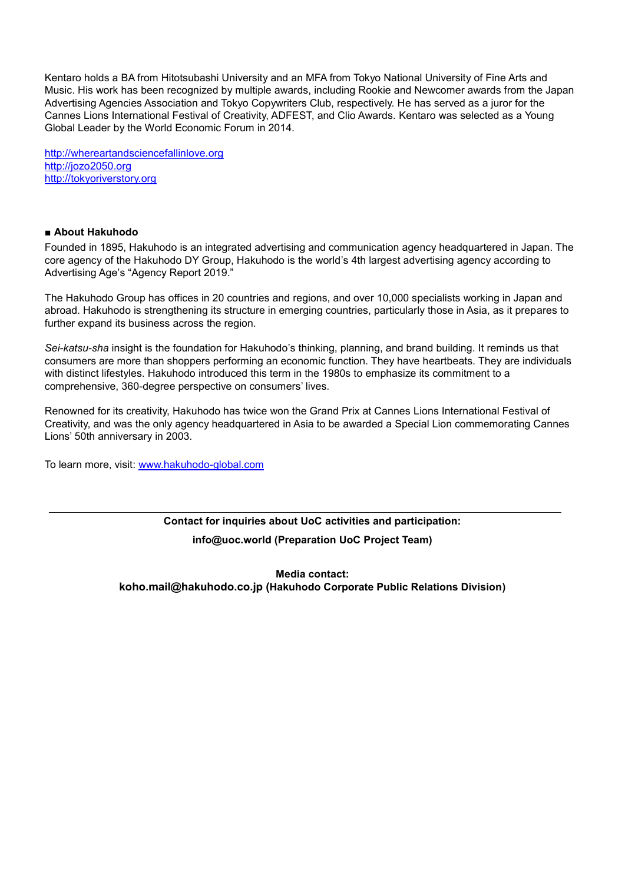Kentaro holds a BA from Hitotsubashi University and an MFA from Tokyo National University of Fine Arts and Music. His work has been recognized by multiple awards, including Rookie and Newcomer awards from the Japan Advertising Agencies Association and Tokyo Copywriters Club, respectively. He has served as a juror for the Cannes Lions International Festival of Creativity, ADFEST, and Clio Awards. Kentaro was selected as a Young Global Leader by the World Economic Forum in 2014.

http://whereartandsciencefallinlove.org
http://jozo2050.org
http://tokyoriverstory.org

**■ About Hakuhodo**

Founded in 1895, Hakuhodo is an integrated advertising and communication agency headquartered in Japan. The core agency of the Hakuhodo DY Group, Hakuhodo is the world's 4th largest advertising agency according to Advertising Age's "Agency Report 2019."

The Hakuhodo Group has offices in 20 countries and regions, and over 10,000 specialists working in Japan and abroad. Hakuhodo is strengthening its structure in emerging countries, particularly those in Asia, as it prepares to further expand its business across the region.

*Sei-katsu-sha* insight is the foundation for Hakuhodo's thinking, planning, and brand building. It reminds us that consumers are more than shoppers performing an economic function. They have heartbeats. They are individuals with distinct lifestyles. Hakuhodo introduced this term in the 1980s to emphasize its commitment to a comprehensive, 360-degree perspective on consumers' lives.

Renowned for its creativity, Hakuhodo has twice won the Grand Prix at Cannes Lions International Festival of Creativity, and was the only agency headquartered in Asia to be awarded a Special Lion commemorating Cannes Lions' 50th anniversary in 2003.

To learn more, visit: www.hakuhodo-global.com

---

**Contact for inquiries about UoC activities and participation:**

**info@uoc.world (Preparation UoC Project Team)**

**Media contact:**
**koho.mail@hakuhodo.co.jp (Hakuhodo Corporate Public Relations Division)**